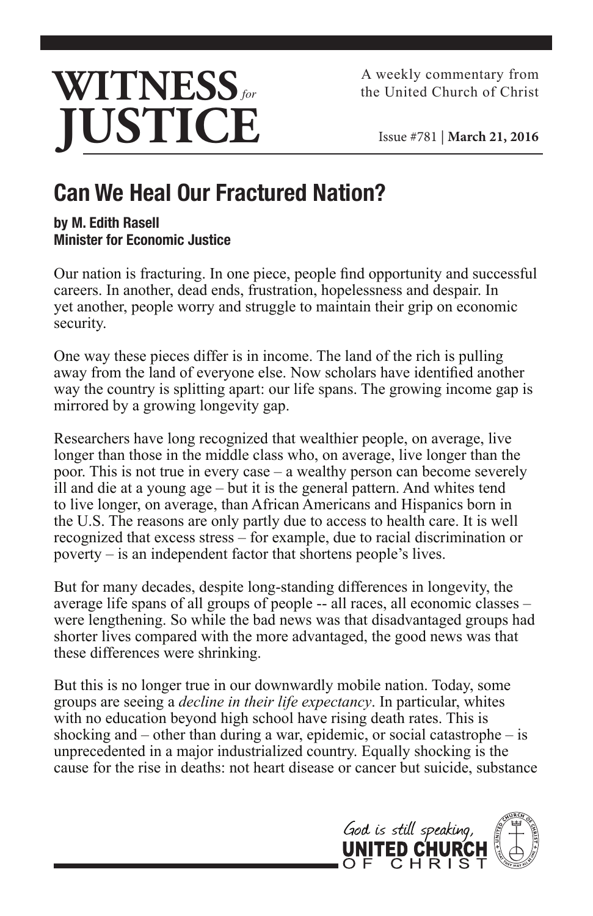# WITNESS *for* JUSTICE

A weekly commentary from the United Church of Christ

Issue #781 | **March 21, 2016**

## Can We Heal Our Fractured Nation?

**by M. Edith Rasell**
**Minister for Economic Justice**

Our nation is fracturing. In one piece, people find opportunity and successful careers. In another, dead ends, frustration, hopelessness and despair. In yet another, people worry and struggle to maintain their grip on economic security.

One way these pieces differ is in income. The land of the rich is pulling away from the land of everyone else. Now scholars have identified another way the country is splitting apart: our life spans. The growing income gap is mirrored by a growing longevity gap.

Researchers have long recognized that wealthier people, on average, live longer than those in the middle class who, on average, live longer than the poor. This is not true in every case – a wealthy person can become severely ill and die at a young age – but it is the general pattern. And whites tend to live longer, on average, than African Americans and Hispanics born in the U.S. The reasons are only partly due to access to health care. It is well recognized that excess stress – for example, due to racial discrimination or poverty – is an independent factor that shortens people's lives.

But for many decades, despite long-standing differences in longevity, the average life spans of all groups of people -- all races, all economic classes – were lengthening. So while the bad news was that disadvantaged groups had shorter lives compared with the more advantaged, the good news was that these differences were shrinking.

But this is no longer true in our downwardly mobile nation. Today, some groups are seeing a *decline in their life expectancy*. In particular, whites with no education beyond high school have rising death rates. This is shocking and – other than during a war, epidemic, or social catastrophe – is unprecedented in a major industrialized country. Equally shocking is the cause for the rise in deaths: not heart disease or cancer but suicide, substance

God is still speaking, UNITED CHURCH OF CHRIST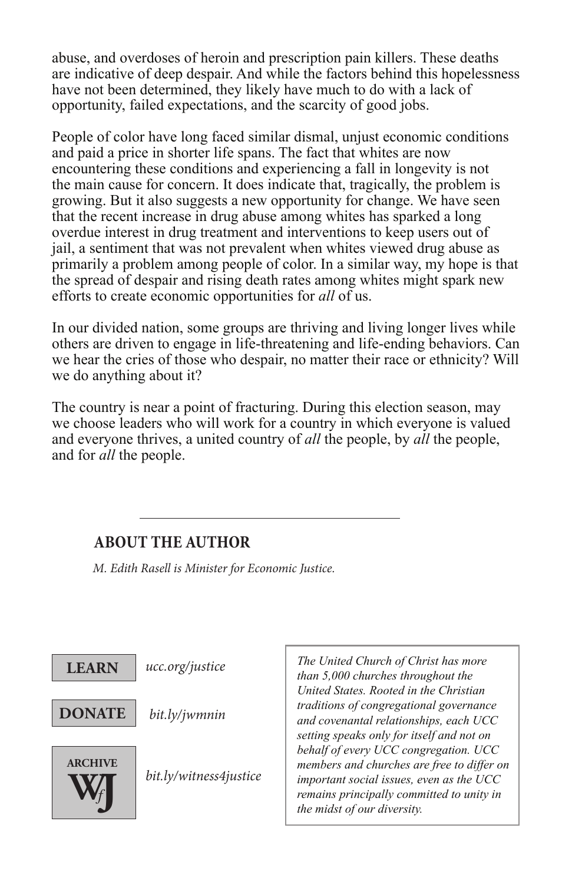abuse, and overdoses of heroin and prescription pain killers. These deaths are indicative of deep despair. And while the factors behind this hopelessness have not been determined, they likely have much to do with a lack of opportunity, failed expectations, and the scarcity of good jobs.

People of color have long faced similar dismal, unjust economic conditions and paid a price in shorter life spans. The fact that whites are now encountering these conditions and experiencing a fall in longevity is not the main cause for concern. It does indicate that, tragically, the problem is growing. But it also suggests a new opportunity for change. We have seen that the recent increase in drug abuse among whites has sparked a long overdue interest in drug treatment and interventions to keep users out of jail, a sentiment that was not prevalent when whites viewed drug abuse as primarily a problem among people of color. In a similar way, my hope is that the spread of despair and rising death rates among whites might spark new efforts to create economic opportunities for *all* of us.

In our divided nation, some groups are thriving and living longer lives while others are driven to engage in life-threatening and life-ending behaviors. Can we hear the cries of those who despair, no matter their race or ethnicity? Will we do anything about it?

The country is near a point of fracturing. During this election season, may we choose leaders who will work for a country in which everyone is valued and everyone thrives, a united country of *all* the people, by *all* the people, and for *all* the people.

---

## ABOUT THE AUTHOR

*M. Edith Rasell is Minister for Economic Justice.*

**LEARN** *ucc.org/justice*

**DONATE** *bit.ly/jwmnin*

**ARCHIVE** WJf *bit.ly/witness4justice*

*The United Church of Christ has more than 5,000 churches throughout the United States. Rooted in the Christian traditions of congregational governance and covenantal relationships, each UCC setting speaks only for itself and not on behalf of every UCC congregation. UCC members and churches are free to differ on important social issues, even as the UCC remains principally committed to unity in the midst of our diversity.*